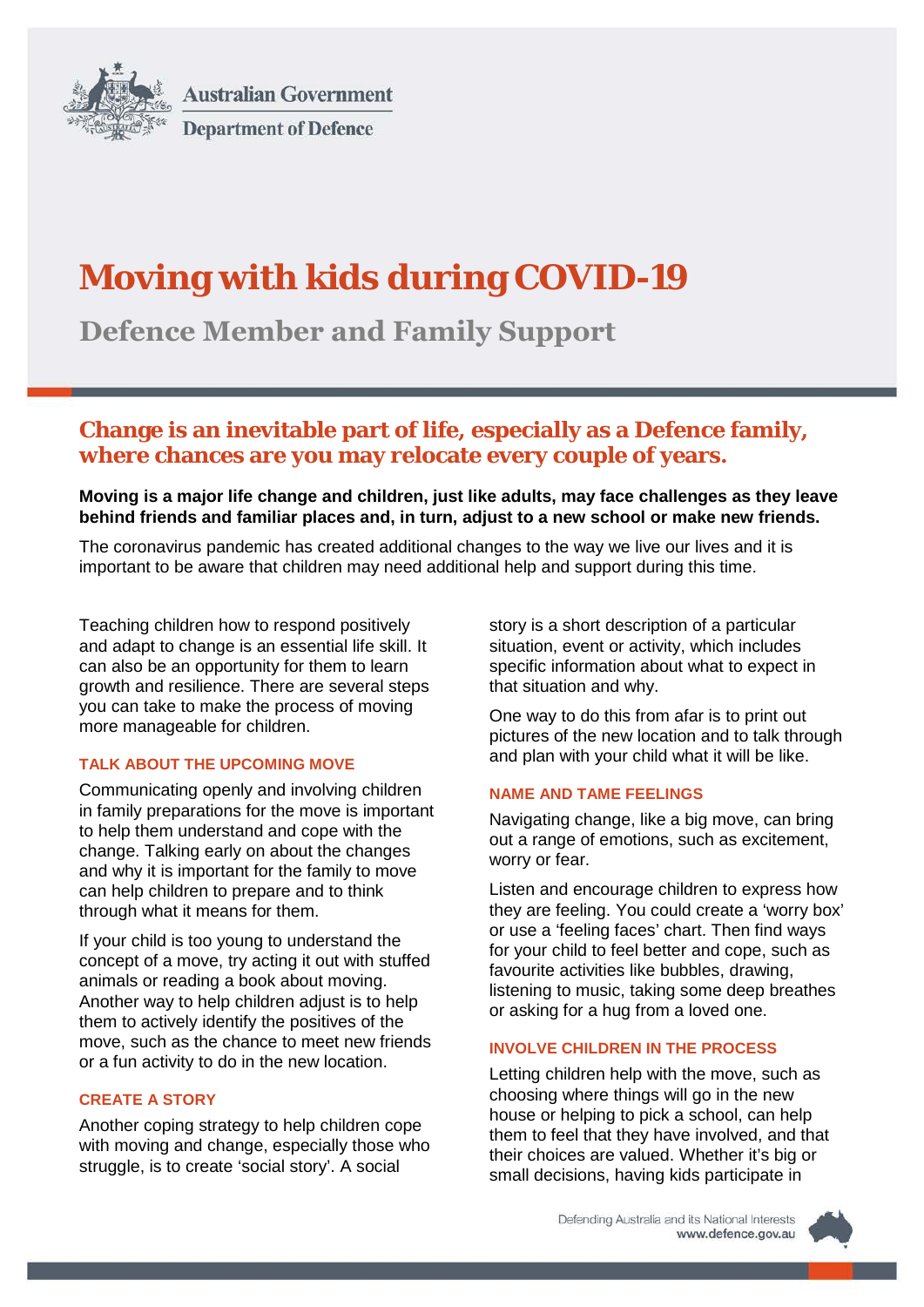Australian Government

Department of Defence

# Moving with kids during COVID-19

## Defence Member and Family Support

### Change is an inevitable part of life, especially as a Defence family, where chances are you may relocate every couple of years.

**Moving is a major life change and children, just like adults, may face challenges as they leave behind friends and familiar places and, in turn, adjust to a new school or make new friends.**

The coronavirus pandemic has created additional changes to the way we live our lives and it is important to be aware that children may need additional help and support during this time.

Teaching children how to respond positively and adapt to change is an essential life skill. It can also be an opportunity for them to learn growth and resilience. There are several steps you can take to make the process of moving more manageable for children.

#### TALK ABOUT THE UPCOMING MOVE

Communicating openly and involving children in family preparations for the move is important to help them understand and cope with the change. Talking early on about the changes and why it is important for the family to move can help children to prepare and to think through what it means for them.

If your child is too young to understand the concept of a move, try acting it out with stuffed animals or reading a book about moving. Another way to help children adjust is to help them to actively identify the positives of the move, such as the chance to meet new friends or a fun activity to do in the new location.

#### CREATE A STORY

Another coping strategy to help children cope with moving and change, especially those who struggle, is to create 'social story'. A social story is a short description of a particular situation, event or activity, which includes specific information about what to expect in that situation and why.

One way to do this from afar is to print out pictures of the new location and to talk through and plan with your child what it will be like.

#### NAME AND TAME FEELINGS

Navigating change, like a big move, can bring out a range of emotions, such as excitement, worry or fear.

Listen and encourage children to express how they are feeling. You could create a 'worry box' or use a 'feeling faces' chart. Then find ways for your child to feel better and cope, such as favourite activities like bubbles, drawing, listening to music, taking some deep breathes or asking for a hug from a loved one.

#### INVOLVE CHILDREN IN THE PROCESS

Letting children help with the move, such as choosing where things will go in the new house or helping to pick a school, can help them to feel that they have involved, and that their choices are valued. Whether it's big or small decisions, having kids participate in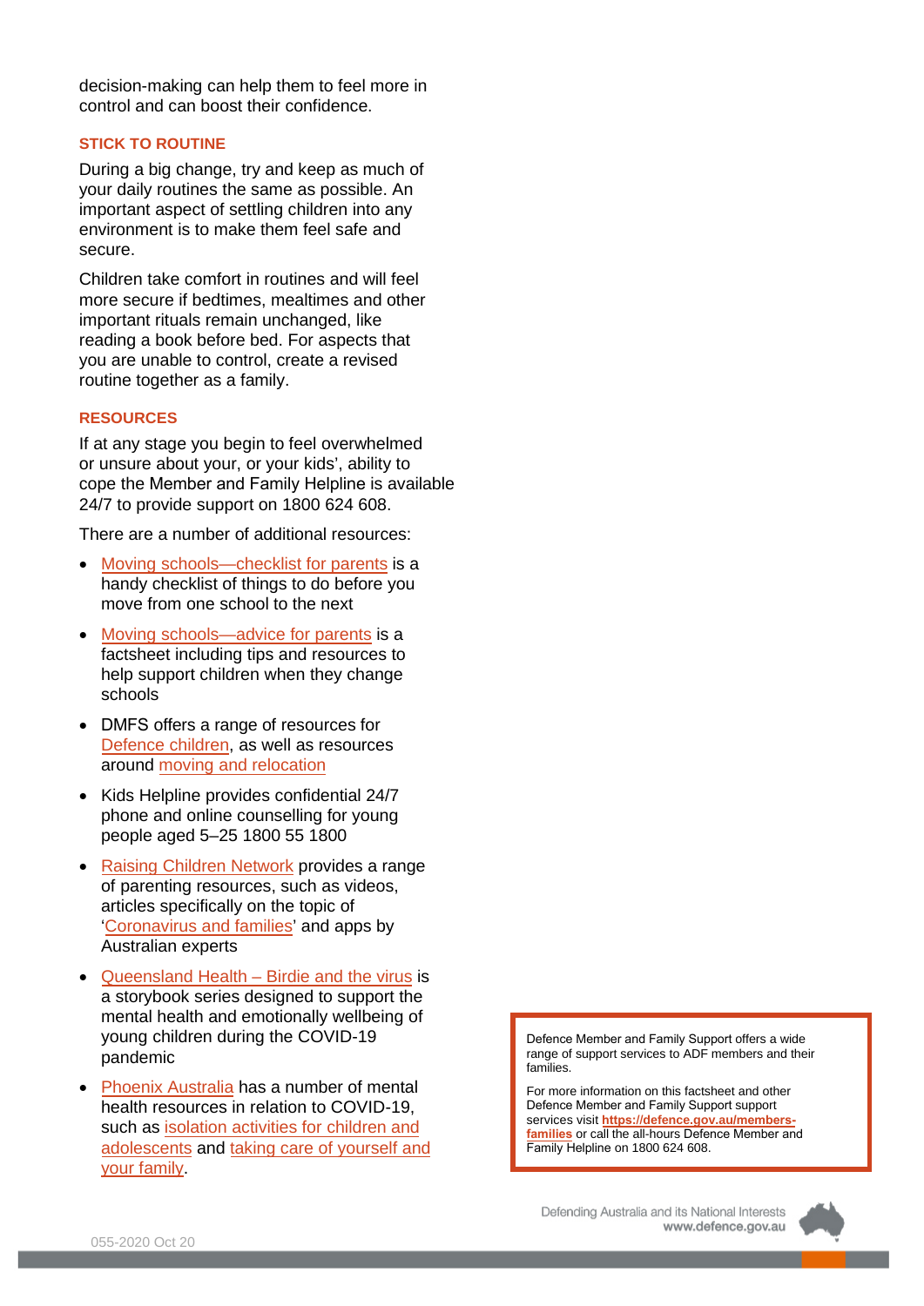decision-making can help them to feel more in control and can boost their confidence.

### STICK TO ROUTINE

During a big change, try and keep as much of your daily routines the same as possible. An important aspect of settling children into any environment is to make them feel safe and secure.

Children take comfort in routines and will feel more secure if bedtimes, mealtimes and other important rituals remain unchanged, like reading a book before bed. For aspects that you are unable to control, create a revised routine together as a family.

### RESOURCES

If at any stage you begin to feel overwhelmed or unsure about your, or your kids', ability to cope the Member and Family Helpline is available 24/7 to provide support on 1800 624 608.

There are a number of additional resources:

- Moving schools—checklist for parents is a handy checklist of things to do before you move from one school to the next
- Moving schools—advice for parents is a factsheet including tips and resources to help support children when they change schools
- DMFS offers a range of resources for Defence children, as well as resources around moving and relocation
- Kids Helpline provides confidential 24/7 phone and online counselling for young people aged 5–25 1800 55 1800
- Raising Children Network provides a range of parenting resources, such as videos, articles specifically on the topic of 'Coronavirus and families' and apps by Australian experts
- Queensland Health – Birdie and the virus is a storybook series designed to support the mental health and emotionally wellbeing of young children during the COVID-19 pandemic
- Phoenix Australia has a number of mental health resources in relation to COVID-19, such as isolation activities for children and adolescents and taking care of yourself and your family.

Defence Member and Family Support offers a wide range of support services to ADF members and their families.

For more information on this factsheet and other Defence Member and Family Support support services visit **https://defence.gov.au/members-families** or call the all-hours Defence Member and Family Helpline on 1800 624 608.

Defending Australia and its National Interests
www.defence.gov.au

055-2020 Oct 20